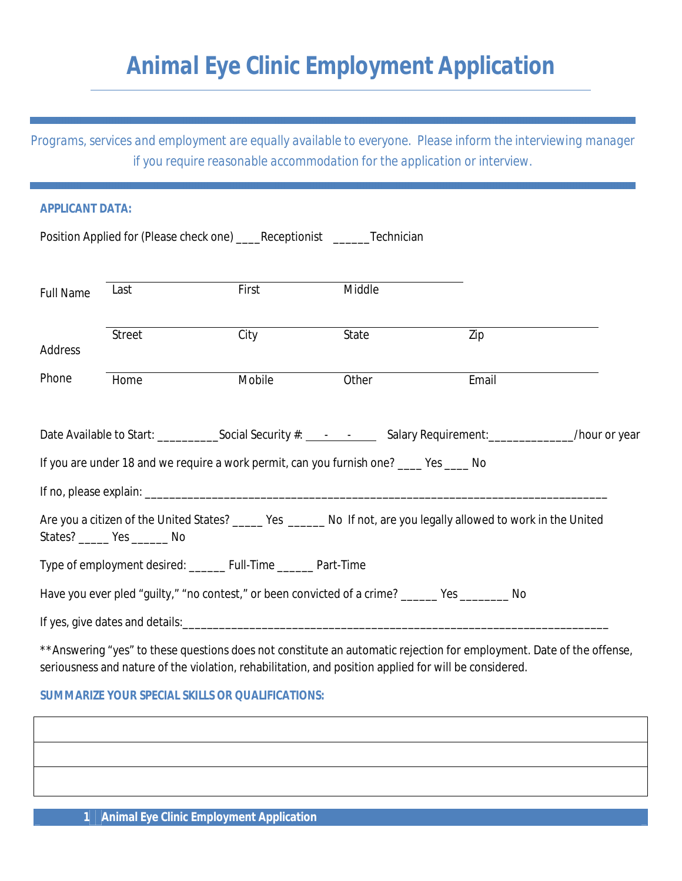# Animal Eye Clinic Employment Application

Programs, services and employment are equally available to everyone. Please inform the interviewing manager if you require reasonable accommodation for the application or interview.

**APPLICANT DATA:**

Position Applied for (Please check one) ____Receptionist ______Technician

| Full Name | Last | First | Middle | |
|---|---|---|---|---|
| Address | Street | City | State | Zip |
| Phone | Home | Mobile | Other | Email |

Date Available to Start: __________Social Security #: ___-___-___ Salary Requirement:______________/hour or year

If you are under 18 and we require a work permit, can you furnish one? ____ Yes ____ No

If no, please explain: ___________________________________________________________________________

Are you a citizen of the United States? _____ Yes ______ No If not, are you legally allowed to work in the United States? _____ Yes ______ No

Type of employment desired: ______ Full-Time ______ Part-Time

Have you ever pled "guilty," "no contest," or been convicted of a crime? ______ Yes ________ No

If yes, give dates and details:_______________________________________________________________________

**Answering "yes" to these questions does not constitute an automatic rejection for employment. Date of the offense, seriousness and nature of the violation, rehabilitation, and position applied for will be considered.

**SUMMARIZE YOUR SPECIAL SKILLS OR QUALIFICATIONS:**

| |
|---|
| |
| |
| |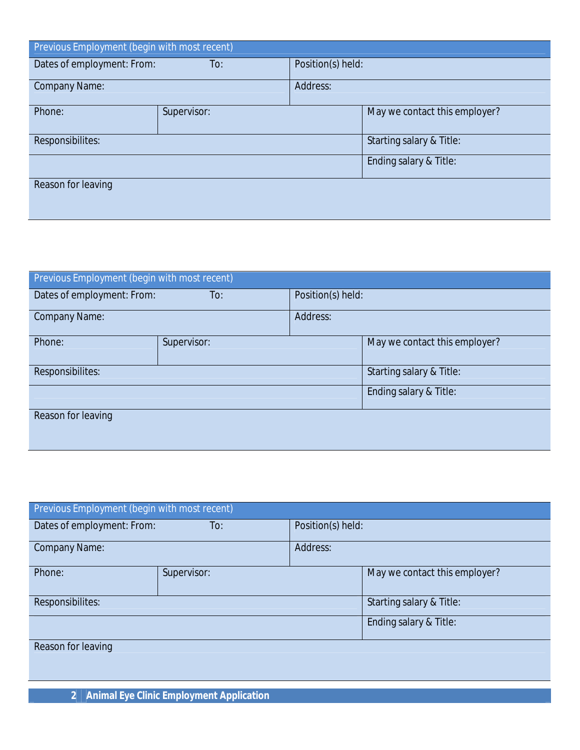| Previous Employment (begin with most recent) | | |
|---|---|---|
| Dates of employment: From: To: | | Position(s) held: |
| Company Name: | | Address: |
| Phone: | Supervisor: | May we contact this employer? |
| Responsibilites: | | Starting salary & Title: |
| | | Ending salary & Title: |
| Reason for leaving | | |

| Previous Employment (begin with most recent) | | |
|---|---|---|
| Dates of employment: From: To: | | Position(s) held: |
| Company Name: | | Address: |
| Phone: | Supervisor: | May we contact this employer? |
| Responsibilites: | | Starting salary & Title: |
| | | Ending salary & Title: |
| Reason for leaving | | |

| Previous Employment (begin with most recent) | | |
|---|---|---|
| Dates of employment: From: To: | | Position(s) held: |
| Company Name: | | Address: |
| Phone: | Supervisor: | May we contact this employer? |
| Responsibilites: | | Starting salary & Title: |
| | | Ending salary & Title: |
| Reason for leaving | | |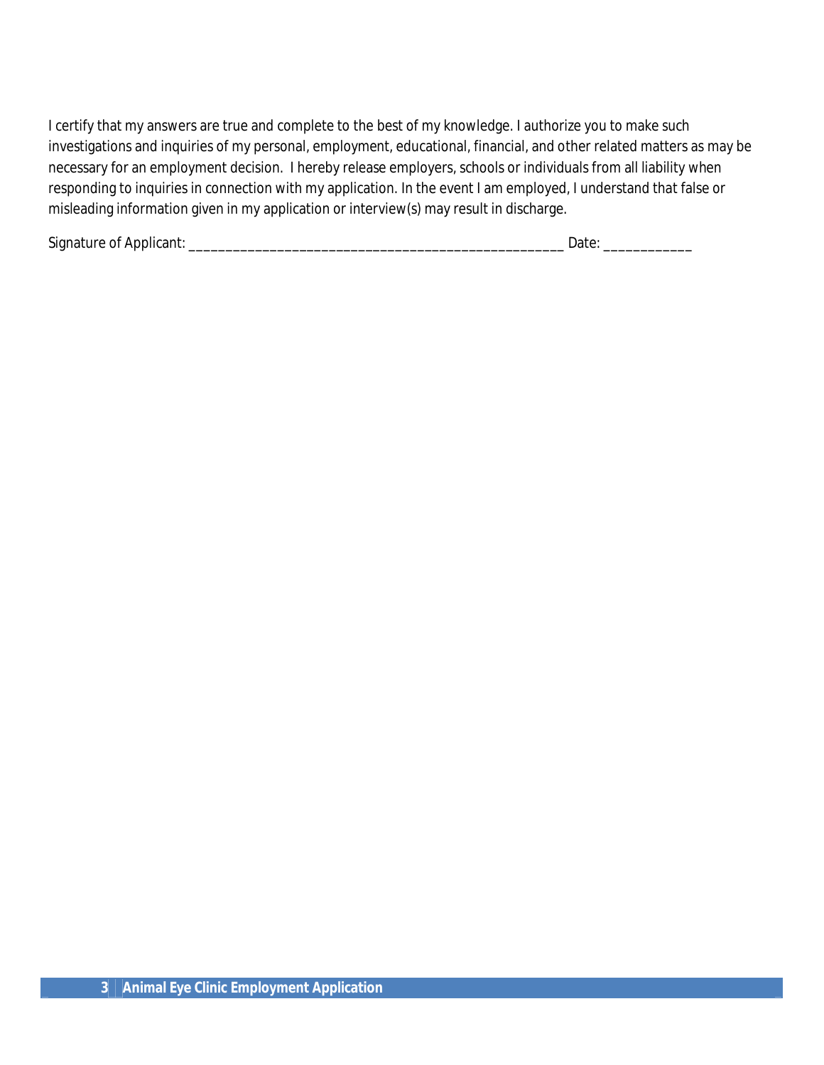I certify that my answers are true and complete to the best of my knowledge. I authorize you to make such investigations and inquiries of my personal, employment, educational, financial, and other related matters as may be necessary for an employment decision.  I hereby release employers, schools or individuals from all liability when responding to inquiries in connection with my application. In the event I am employed, I understand that false or misleading information given in my application or interview(s) may result in discharge.

Signature of Applicant: ____________________________________________________ Date: ____________